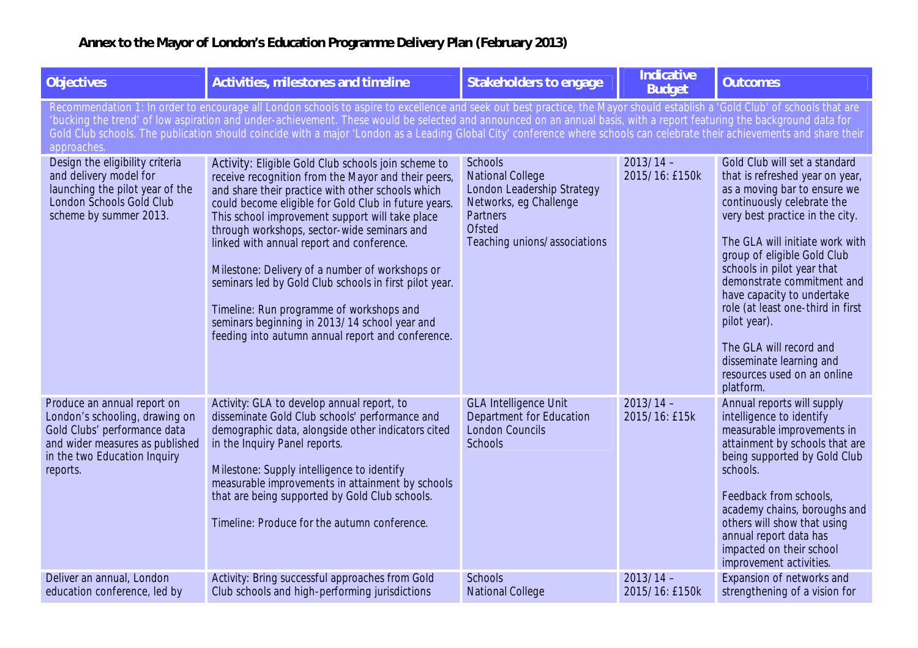# Annex to the Mayor of London's Education Programme Delivery Plan (February 2013)

| Objectives | Activities, milestones and timeline | Stakeholders to engage | Indicative Budget | Outcomes |
|---|---|---|---|---|
| Recommendation 1: In order to encourage all London schools to aspire to excellence and seek out best practice, the Mayor should establish a 'Gold Club' of schools that are 'bucking the trend' of low aspiration and under-achievement. These would be selected and announced on an annual basis, with a report featuring the background data for Gold Club schools. The publication should coincide with a major 'London as a Leading Global City' conference where schools can celebrate their achievements and share their approaches. | | | | |
| Design the eligibility criteria and delivery model for launching the pilot year of the London Schools Gold Club scheme by summer 2013. | Activity: Eligible Gold Club schools join scheme to receive recognition from the Mayor and their peers, and share their practice with other schools which could become eligible for Gold Club in future years. This school improvement support will take place through workshops, sector-wide seminars and linked with annual report and conference.<br><br>Milestone: Delivery of a number of workshops or seminars led by Gold Club schools in first pilot year.<br><br>Timeline: Run programme of workshops and seminars beginning in 2013/14 school year and feeding into autumn annual report and conference. | Schools<br>National College<br>London Leadership Strategy<br>Networks, eg Challenge Partners<br>Ofsted<br>Teaching unions/associations | 2013/14 – 2015/16: £150k | Gold Club will set a standard that is refreshed year on year, as a moving bar to ensure we continuously celebrate the very best practice in the city.<br><br>The GLA will initiate work with group of eligible Gold Club schools in pilot year that demonstrate commitment and have capacity to undertake role (at least one-third in first pilot year).<br><br>The GLA will record and disseminate learning and resources used on an online platform. |
| Produce an annual report on London's schooling, drawing on Gold Clubs' performance data and wider measures as published in the two Education Inquiry reports. | Activity: GLA to develop annual report, to disseminate Gold Club schools' performance and demographic data, alongside other indicators cited in the Inquiry Panel reports.<br><br>Milestone: Supply intelligence to identify measurable improvements in attainment by schools that are being supported by Gold Club schools.<br><br>Timeline: Produce for the autumn conference. | GLA Intelligence Unit<br>Department for Education<br>London Councils<br>Schools | 2013/14 – 2015/16: £15k | Annual reports will supply intelligence to identify measurable improvements in attainment by schools that are being supported by Gold Club schools.<br><br>Feedback from schools, academy chains, boroughs and others will show that using annual report data has impacted on their school improvement activities. |
| Deliver an annual, London education conference, led by | Activity: Bring successful approaches from Gold Club schools and high-performing jurisdictions | Schools<br>National College | 2013/14 – 2015/16: £150k | Expansion of networks and strengthening of a vision for |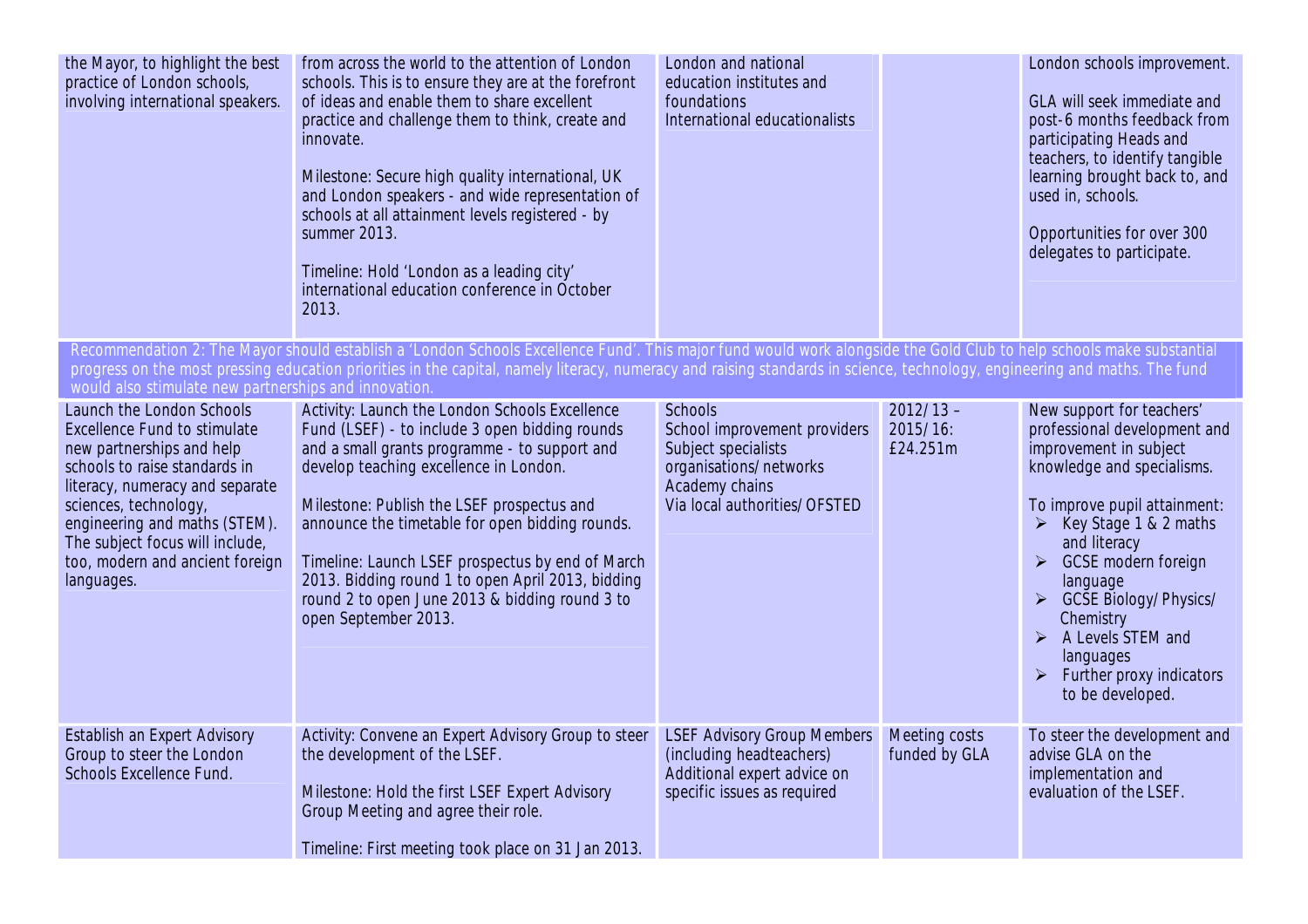| | | | | |
|---|---|---|---|---|
| the Mayor, to highlight the best practice of London schools, involving international speakers. | from across the world to the attention of London schools. This is to ensure they are at the forefront of ideas and enable them to share excellent practice and challenge them to think, create and innovate.<br><br>Milestone: Secure high quality international, UK and London speakers - and wide representation of schools at all attainment levels registered - by summer 2013.<br><br>Timeline: Hold 'London as a leading city' international education conference in October 2013. | London and national education institutes and foundations<br>International educationalists | | London schools improvement.<br><br>GLA will seek immediate and post-6 months feedback from participating Heads and teachers, to identify tangible learning brought back to, and used in, schools.<br><br>Opportunities for over 300 delegates to participate. |
| Recommendation 2: The Mayor should establish a 'London Schools Excellence Fund'. This major fund would work alongside the Gold Club to help schools make substantial progress on the most pressing education priorities in the capital, namely literacy, numeracy and raising standards in science, technology, engineering and maths. The fund would also stimulate new partnerships and innovation. | | | | |
| Launch the London Schools Excellence Fund to stimulate new partnerships and help schools to raise standards in literacy, numeracy and separate sciences, technology, engineering and maths (STEM). The subject focus will include, too, modern and ancient foreign languages. | Activity: Launch the London Schools Excellence Fund (LSEF) - to include 3 open bidding rounds and a small grants programme - to support and develop teaching excellence in London.<br><br>Milestone: Publish the LSEF prospectus and announce the timetable for open bidding rounds.<br><br>Timeline: Launch LSEF prospectus by end of March 2013. Bidding round 1 to open April 2013, bidding round 2 to open June 2013 & bidding round 3 to open September 2013. | Schools<br>School improvement providers<br>Subject specialists organisations/networks<br>Academy chains<br>Via local authorities/OFSTED | 2012/13 – 2015/16: £24.251m | New support for teachers' professional development and improvement in subject knowledge and specialisms.<br><br>To improve pupil attainment:<br>➢ Key Stage 1 & 2 maths and literacy<br>➢ GCSE modern foreign language<br>➢ GCSE Biology/Physics/Chemistry<br>➢ A Levels STEM and languages<br>➢ Further proxy indicators to be developed. |
| Establish an Expert Advisory Group to steer the London Schools Excellence Fund. | Activity: Convene an Expert Advisory Group to steer the development of the LSEF.<br><br>Milestone: Hold the first LSEF Expert Advisory Group Meeting and agree their role.<br><br>Timeline: First meeting took place on 31 Jan 2013. | LSEF Advisory Group Members (including headteachers)<br>Additional expert advice on specific issues as required | Meeting costs funded by GLA | To steer the development and advise GLA on the implementation and evaluation of the LSEF. |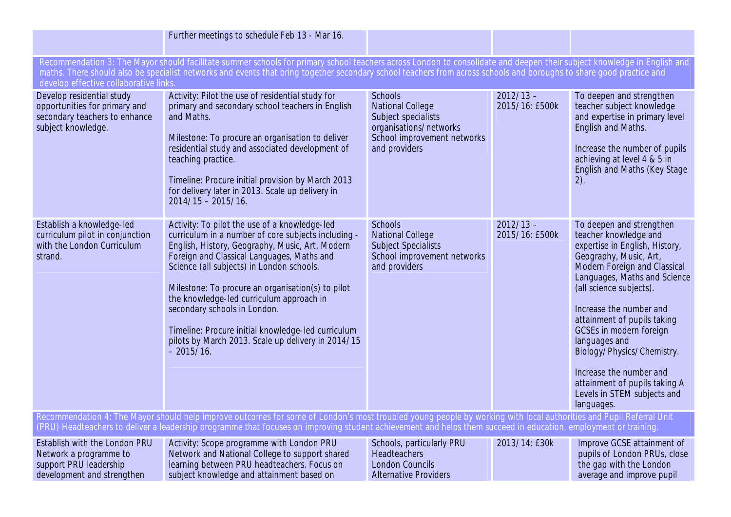| | | | | |
|---|---|---|---|---|
| | Further meetings to schedule Feb 13 - Mar 16. | | | |
| Recommendation 3: The Mayor should facilitate summer schools for primary school teachers across London to consolidate and deepen their subject knowledge in English and maths. There should also be specialist networks and events that bring together secondary school teachers from across schools and boroughs to share good practice and develop effective collaborative links. | | | | |
| Develop residential study opportunities for primary and secondary teachers to enhance subject knowledge. | Activity: Pilot the use of residential study for primary and secondary school teachers in English and Maths.<br><br>Milestone: To procure an organisation to deliver residential study and associated development of teaching practice.<br><br>Timeline: Procure initial provision by March 2013 for delivery later in 2013. Scale up delivery in 2014/15 – 2015/16. | Schools<br>National College<br>Subject specialists organisations/networks<br>School improvement networks and providers | 2012/13 – 2015/16: £500k | To deepen and strengthen teacher subject knowledge and expertise in primary level English and Maths.<br><br>Increase the number of pupils achieving at level 4 & 5 in English and Maths (Key Stage 2). |
| Establish a knowledge-led curriculum pilot in conjunction with the London Curriculum strand. | Activity: To pilot the use of a knowledge-led curriculum in a number of core subjects including - English, History, Geography, Music, Art, Modern Foreign and Classical Languages, Maths and Science (all subjects) in London schools.<br><br>Milestone: To procure an organisation(s) to pilot the knowledge-led curriculum approach in secondary schools in London.<br><br>Timeline: Procure initial knowledge-led curriculum pilots by March 2013. Scale up delivery in 2014/15 – 2015/16. | Schools<br>National College<br>Subject Specialists<br>School improvement networks and providers | 2012/13 – 2015/16: £500k | To deepen and strengthen teacher knowledge and expertise in English, History, Geography, Music, Art, Modern Foreign and Classical Languages, Maths and Science (all science subjects).<br><br>Increase the number and attainment of pupils taking GCSEs in modern foreign languages and Biology/Physics/Chemistry.<br><br>Increase the number and attainment of pupils taking A Levels in STEM subjects and languages. |
| Recommendation 4: The Mayor should help improve outcomes for some of London's most troubled young people by working with local authorities and Pupil Referral Unit (PRU) Headteachers to deliver a leadership programme that focuses on improving student achievement and helps them succeed in education, employment or training. | | | | |
| Establish with the London PRU Network a programme to support PRU leadership development and strengthen | Activity: Scope programme with London PRU Network and National College to support shared learning between PRU headteachers. Focus on subject knowledge and attainment based on | Schools, particularly PRU Headteachers<br>London Councils<br>Alternative Providers | 2013/14: £30k | Improve GCSE attainment of pupils of London PRUs, close the gap with the London average and improve pupil |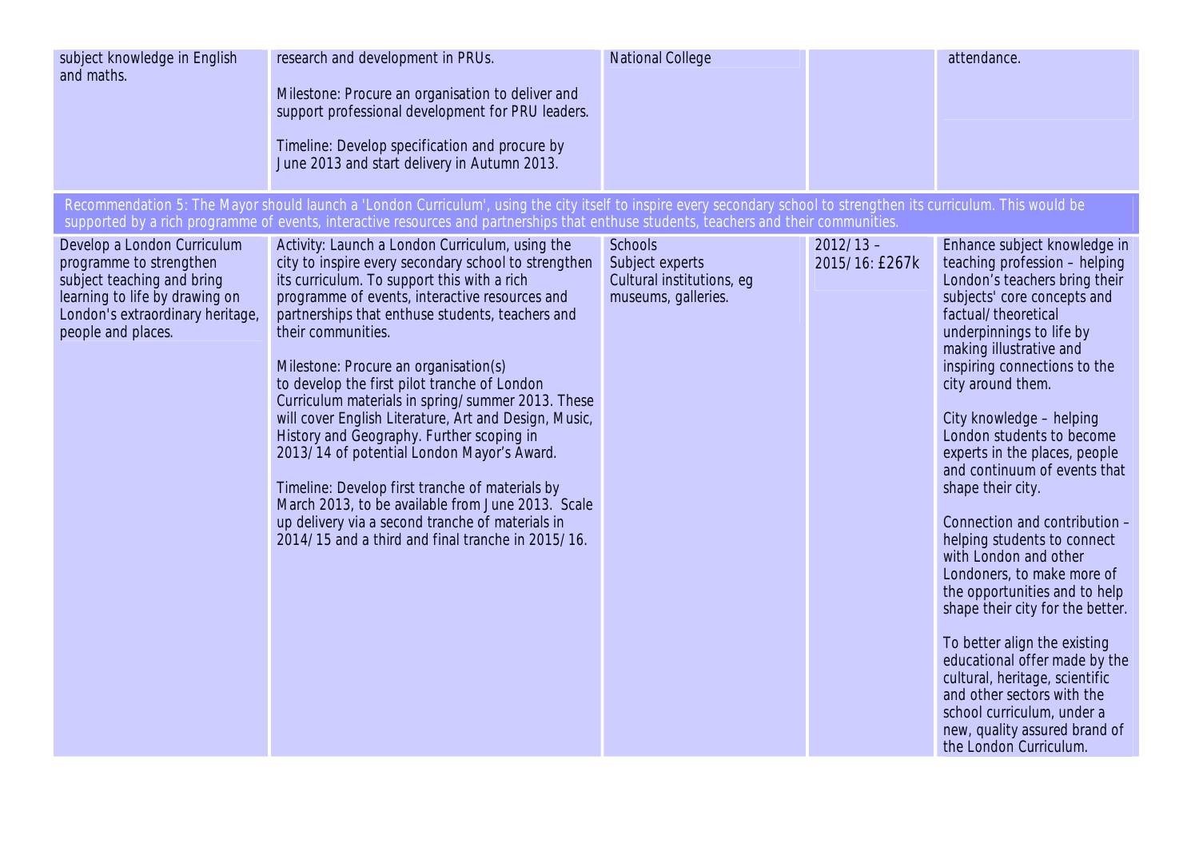| | | | | |
|---|---|---|---|---|
| subject knowledge in English and maths. | research and development in PRUs.<br><br>Milestone: Procure an organisation to deliver and support professional development for PRU leaders.<br><br>Timeline: Develop specification and procure by June 2013 and start delivery in Autumn 2013. | National College | | attendance. |
| Recommendation 5: The Mayor should launch a 'London Curriculum', using the city itself to inspire every secondary school to strengthen its curriculum. This would be supported by a rich programme of events, interactive resources and partnerships that enthuse students, teachers and their communities. | | | | |
| Develop a London Curriculum programme to strengthen subject teaching and bring learning to life by drawing on London's extraordinary heritage, people and places. | Activity: Launch a London Curriculum, using the city to inspire every secondary school to strengthen its curriculum. To support this with a rich programme of events, interactive resources and partnerships that enthuse students, teachers and their communities.<br><br>Milestone: Procure an organisation(s) to develop the first pilot tranche of London Curriculum materials in spring/summer 2013. These will cover English Literature, Art and Design, Music, History and Geography. Further scoping in 2013/14 of potential London Mayor's Award.<br><br>Timeline: Develop first tranche of materials by March 2013, to be available from June 2013. Scale up delivery via a second tranche of materials in 2014/15 and a third and final tranche in 2015/16. | Schools<br>Subject experts<br>Cultural institutions, eg museums, galleries. | 2012/13 – 2015/16: £267k | Enhance subject knowledge in teaching profession – helping London's teachers bring their subjects' core concepts and factual/theoretical underpinnings to life by making illustrative and inspiring connections to the city around them.<br><br>City knowledge – helping London students to become experts in the places, people and continuum of events that shape their city.<br><br>Connection and contribution – helping students to connect with London and other Londoners, to make more of the opportunities and to help shape their city for the better.<br><br>To better align the existing educational offer made by the cultural, heritage, scientific and other sectors with the school curriculum, under a new, quality assured brand of the London Curriculum. |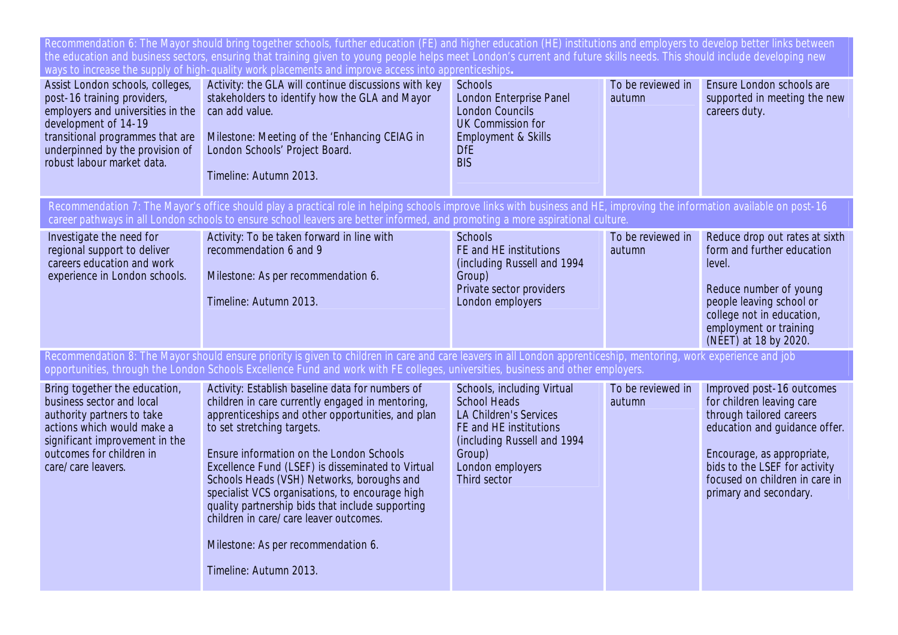| | | | | |
|---|---|---|---|---|
| Recommendation 6: The Mayor should bring together schools, further education (FE) and higher education (HE) institutions and employers to develop better links between the education and business sectors, ensuring that training given to young people helps meet London's current and future skills needs. This should include developing new ways to increase the supply of high-quality work placements and improve access into apprenticeships**.** | | | | |
| Assist London schools, colleges, post-16 training providers, employers and universities in the development of 14-19 transitional programmes that are underpinned by the provision of robust labour market data. | Activity: the GLA will continue discussions with key stakeholders to identify how the GLA and Mayor can add value.<br><br>Milestone: Meeting of the 'Enhancing CEIAG in London Schools' Project Board.<br><br>Timeline: Autumn 2013. | Schools<br>London Enterprise Panel<br>London Councils<br>UK Commission for Employment & Skills<br>DfE<br>BIS | To be reviewed in autumn | Ensure London schools are supported in meeting the new careers duty. |
| Recommendation 7: The Mayor's office should play a practical role in helping schools improve links with business and HE, improving the information available on post-16 career pathways in all London schools to ensure school leavers are better informed, and promoting a more aspirational culture. | | | | |
| Investigate the need for regional support to deliver careers education and work experience in London schools. | Activity: To be taken forward in line with recommendation 6 and 9<br><br>Milestone: As per recommendation 6.<br><br>Timeline: Autumn 2013. | Schools<br>FE and HE institutions (including Russell and 1994 Group)<br>Private sector providers<br>London employers | To be reviewed in autumn | Reduce drop out rates at sixth form and further education level.<br><br>Reduce number of young people leaving school or college not in education, employment or training (NEET) at 18 by 2020. |
| Recommendation 8: The Mayor should ensure priority is given to children in care and care leavers in all London apprenticeship, mentoring, work experience and job opportunities, through the London Schools Excellence Fund and work with FE colleges, universities, business and other employers. | | | | |
| Bring together the education, business sector and local authority partners to take actions which would make a significant improvement in the outcomes for children in care/care leavers. | Activity: Establish baseline data for numbers of children in care currently engaged in mentoring, apprenticeships and other opportunities, and plan to set stretching targets.<br><br>Ensure information on the London Schools Excellence Fund (LSEF) is disseminated to Virtual Schools Heads (VSH) Networks, boroughs and specialist VCS organisations, to encourage high quality partnership bids that include supporting children in care/care leaver outcomes.<br><br>Milestone: As per recommendation 6.<br><br>Timeline: Autumn 2013. | Schools, including Virtual School Heads<br>LA Children's Services<br>FE and HE institutions (including Russell and 1994 Group)<br>London employers<br>Third sector | To be reviewed in autumn | Improved post-16 outcomes for children leaving care through tailored careers education and guidance offer.<br><br>Encourage, as appropriate, bids to the LSEF for activity focused on children in care in primary and secondary. |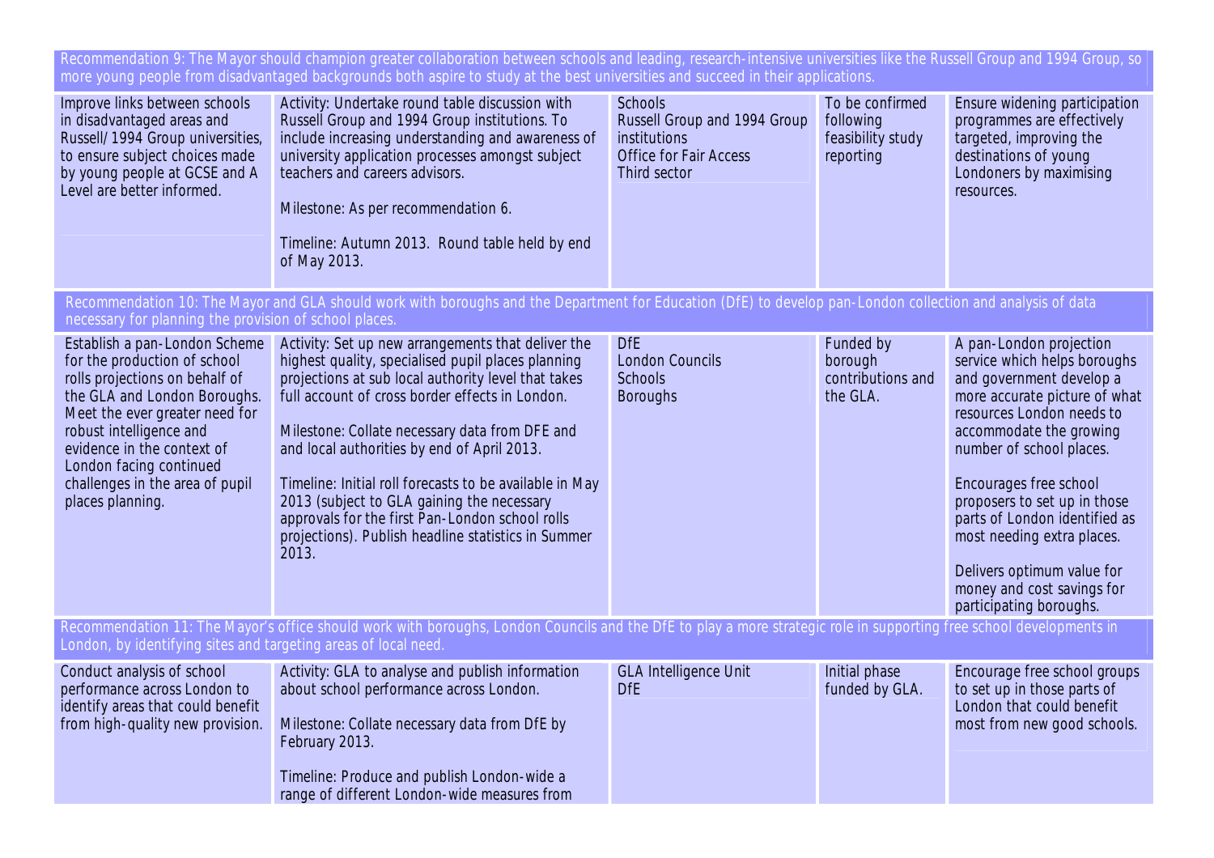| Recommendation 9: The Mayor should champion greater collaboration between schools and leading, research-intensive universities like the Russell Group and 1994 Group, so more young people from disadvantaged backgrounds both aspire to study at the best universities and succeed in their applications. | | | | |
|---|---|---|---|---|
| Improve links between schools in disadvantaged areas and Russell/1994 Group universities, to ensure subject choices made by young people at GCSE and A Level are better informed. | Activity: Undertake round table discussion with Russell Group and 1994 Group institutions. To include increasing understanding and awareness of university application processes amongst subject teachers and careers advisors.<br><br>Milestone: As per recommendation 6.<br><br>Timeline: Autumn 2013. Round table held by end of May 2013. | Schools<br>Russell Group and 1994 Group institutions<br>Office for Fair Access<br>Third sector | To be confirmed following feasibility study reporting | Ensure widening participation programmes are effectively targeted, improving the destinations of young Londoners by maximising resources. |
| **Recommendation 10: The Mayor and GLA should work with boroughs and the Department for Education (DfE) to develop pan-London collection and analysis of data necessary for planning the provision of school places.** | | | | |
| Establish a pan-London Scheme for the production of school rolls projections on behalf of the GLA and London Boroughs. Meet the ever greater need for robust intelligence and evidence in the context of London facing continued challenges in the area of pupil places planning. | Activity: Set up new arrangements that deliver the highest quality, specialised pupil places planning projections at sub local authority level that takes full account of cross border effects in London.<br><br>Milestone: Collate necessary data from DFE and and local authorities by end of April 2013.<br><br>Timeline: Initial roll forecasts to be available in May 2013 (subject to GLA gaining the necessary approvals for the first Pan-London school rolls projections). Publish headline statistics in Summer 2013. | DfE<br>London Councils<br>Schools<br>Boroughs | Funded by borough contributions and the GLA. | A pan-London projection service which helps boroughs and government develop a more accurate picture of what resources London needs to accommodate the growing number of school places.<br><br>Encourages free school proposers to set up in those parts of London identified as most needing extra places.<br><br>Delivers optimum value for money and cost savings for participating boroughs. |
| **Recommendation 11: The Mayor's office should work with boroughs, London Councils and the DfE to play a more strategic role in supporting free school developments in London, by identifying sites and targeting areas of local need.** | | | | |
| Conduct analysis of school performance across London to identify areas that could benefit from high-quality new provision. | Activity: GLA to analyse and publish information about school performance across London.<br><br>Milestone: Collate necessary data from DfE by February 2013.<br><br>Timeline: Produce and publish London-wide a range of different London-wide measures from | GLA Intelligence Unit<br>DfE | Initial phase funded by GLA. | Encourage free school groups to set up in those parts of London that could benefit most from new good schools. |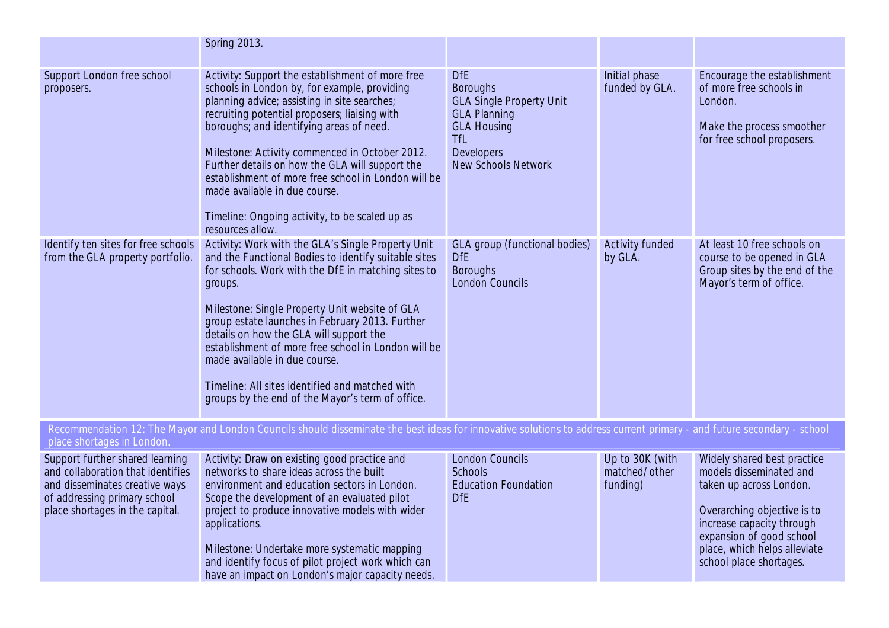| | | | | |
|---|---|---|---|---|
| | Spring 2013. | | | |
| Support London free school proposers. | Activity: Support the establishment of more free schools in London by, for example, providing planning advice; assisting in site searches; recruiting potential proposers; liaising with boroughs; and identifying areas of need.<br><br>Milestone: Activity commenced in October 2012. Further details on how the GLA will support the establishment of more free school in London will be made available in due course.<br><br>Timeline: Ongoing activity, to be scaled up as resources allow. | DfE<br>Boroughs<br>GLA Single Property Unit<br>GLA Planning<br>GLA Housing<br>TfL<br>Developers<br>New Schools Network | Initial phase funded by GLA. | Encourage the establishment of more free schools in London.<br><br>Make the process smoother for free school proposers. |
| Identify ten sites for free schools from the GLA property portfolio. | Activity: Work with the GLA's Single Property Unit and the Functional Bodies to identify suitable sites for schools. Work with the DfE in matching sites to groups.<br><br>Milestone: Single Property Unit website of GLA group estate launches in February 2013. Further details on how the GLA will support the establishment of more free school in London will be made available in due course.<br><br>Timeline: All sites identified and matched with groups by the end of the Mayor's term of office. | GLA group (functional bodies)<br>DfE<br>Boroughs<br>London Councils | Activity funded by GLA. | At least 10 free schools on course to be opened in GLA Group sites by the end of the Mayor's term of office. |
| Recommendation 12: The Mayor and London Councils should disseminate the best ideas for innovative solutions to address current primary - and future secondary - school place shortages in London. | | | | |
| Support further shared learning and collaboration that identifies and disseminates creative ways of addressing primary school place shortages in the capital. | Activity: Draw on existing good practice and networks to share ideas across the built environment and education sectors in London. Scope the development of an evaluated pilot project to produce innovative models with wider applications.<br><br>Milestone: Undertake more systematic mapping and identify focus of pilot project work which can have an impact on London's major capacity needs. | London Councils<br>Schools<br>Education Foundation<br>DfE | Up to 30K (with matched/other funding) | Widely shared best practice models disseminated and taken up across London.<br><br>Overarching objective is to increase capacity through expansion of good school place, which helps alleviate school place shortages. |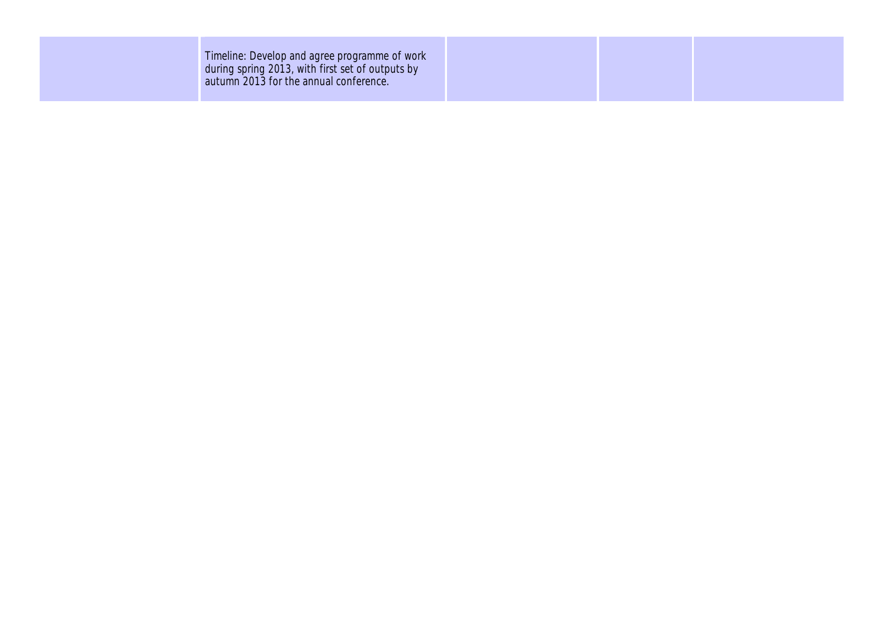| | | | | |
|---|---|---|---|---|
| | Timeline: Develop and agree programme of work during spring 2013, with first set of outputs by autumn 2013 for the annual conference. | | | |